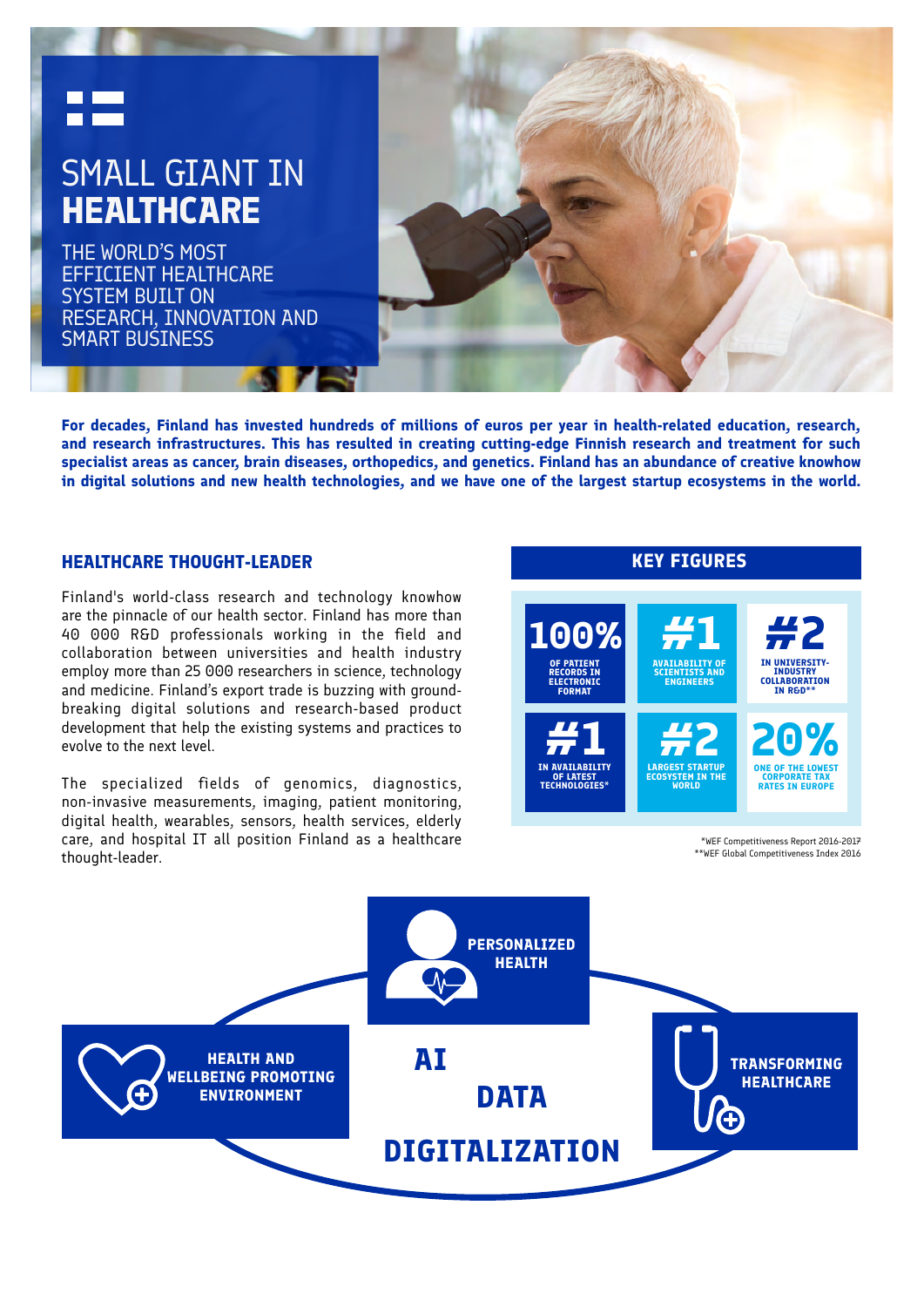# SMALL GIANT IN **HEALTHCARE**

THE WORLD'S MOST EFFICIENT HEALTHCARE SYSTEM BUILT ON RESEARCH, INNOVATION AND SMART BUSINESS

**For decades, Finland has invested hundreds of millions of euros per year in health-related education, research, and research infrastructures. This has resulted in creating cutting-edge Finnish research and treatment for such specialist areas as cancer, brain diseases, orthopedics, and genetics. Finland has an abundance of creative knowhow in digital solutions and new health technologies, and we have one of the largest startup ecosystems in the world.**

## HEALTHCARE THOUGHT-LEADER

Finland's world-class research and technology knowhow are the pinnacle of our health sector. Finland has more than 40 000 R&D professionals working in the field and collaboration between universities and health industry employ more than 25 000 researchers in science, technology and medicine. Finland's export trade is buzzing with ground-breaking digital solutions and research-based product development that help the existing systems and practices to evolve to the next level.

The specialized fields of genomics, diagnostics, non-invasive measurements, imaging, patient monitoring, digital health, wearables, sensors, health services, elderly care, and hospital IT all position Finland as a healthcare thought-leader.

## KEY FIGURES

| | | |
|---|---|---|
| **100%** OF PATIENT RECORDS IN ELECTRONIC FORMAT | **#1** AVAILABILITY OF SCIENTISTS AND ENGINEERS | **#2** IN UNIVERSITY-INDUSTRY COLLABORATION IN R&D** |
| **#1** IN AVAILABILITY OF LATEST TECHNOLOGIES* | **#2** LARGEST STARTUP ECOSYSTEM IN THE WORLD | **20%** ONE OF THE LOWEST CORPORATE TAX RATES IN EUROPE |

*WEF Competitiveness Report 2016-2017
**WEF Global Competitiveness Index 2016

**PERSONALIZED HEALTH**

**HEALTH AND WELLBEING PROMOTING ENVIRONMENT**

**TRANSFORMING HEALTHCARE**

**AI**

**DATA**

**DIGITALIZATION**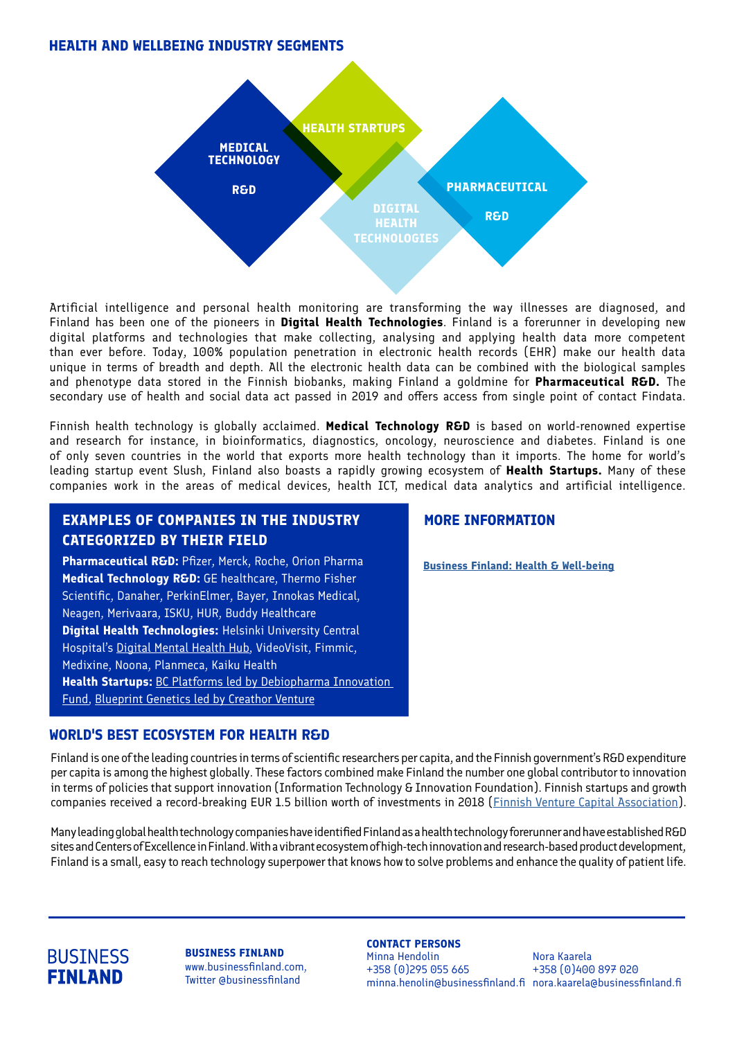## HEALTH AND WELLBEING INDUSTRY SEGMENTS

MEDICAL TECHNOLOGY R&D

HEALTH STARTUPS

DIGITAL HEALTH TECHNOLOGIES

PHARMACEUTICAL R&D

Artificial intelligence and personal health monitoring are transforming the way illnesses are diagnosed, and Finland has been one of the pioneers in **Digital Health Technologies**. Finland is a forerunner in developing new digital platforms and technologies that make collecting, analysing and applying health data more competent than ever before. Today, 100% population penetration in electronic health records (EHR) make our health data unique in terms of breadth and depth. All the electronic health data can be combined with the biological samples and phenotype data stored in the Finnish biobanks, making Finland a goldmine for **Pharmaceutical R&D.** The secondary use of health and social data act passed in 2019 and offers access from single point of contact Findata.

Finnish health technology is globally acclaimed. **Medical Technology R&D** is based on world-renowned expertise and research for instance, in bioinformatics, diagnostics, oncology, neuroscience and diabetes. Finland is one of only seven countries in the world that exports more health technology than it imports. The home for world's leading startup event Slush, Finland also boasts a rapidly growing ecosystem of **Health Startups.** Many of these companies work in the areas of medical devices, health ICT, medical data analytics and artificial intelligence.

### EXAMPLES OF COMPANIES IN THE INDUSTRY CATEGORIZED BY THEIR FIELD

**Pharmaceutical R&D:** Pfizer, Merck, Roche, Orion Pharma
**Medical Technology R&D:** GE healthcare, Thermo Fisher Scientific, Danaher, PerkinElmer, Bayer, Innokas Medical, Neagen, Merivaara, ISKU, HUR, Buddy Healthcare
**Digital Health Technologies:** Helsinki University Central Hospital's Digital Mental Health Hub, VideoVisit, Fimmic, Medixine, Noona, Planmeca, Kaiku Health
**Health Startups:** BC Platforms led by Debiopharma Innovation Fund, Blueprint Genetics led by Creathor Venture

### MORE INFORMATION

Business Finland: Health & Well-being

## WORLD'S BEST ECOSYSTEM FOR HEALTH R&D

Finland is one of the leading countries in terms of scientific researchers per capita, and the Finnish government's R&D expenditure per capita is among the highest globally. These factors combined make Finland the number one global contributor to innovation in terms of policies that support innovation (Information Technology & Innovation Foundation). Finnish startups and growth companies received a record-breaking EUR 1.5 billion worth of investments in 2018 (Finnish Venture Capital Association).

Many leading global health technology companies have identified Finland as a health technology forerunner and have established R&D sites and Centers of Excellence in Finland. With a vibrant ecosystem of high-tech innovation and research-based product development, Finland is a small, easy to reach technology superpower that knows how to solve problems and enhance the quality of patient life.

BUSINESS FINLAND

**BUSINESS FINLAND**
www.businessfinland.com,
Twitter @businessfinland

**CONTACT PERSONS**
Minna Hendolin
+358 (0)295 055 665
minna.henolin@businessfinland.fi

Nora Kaarela
+358 (0)400 897 020
nora.kaarela@businessfinland.fi